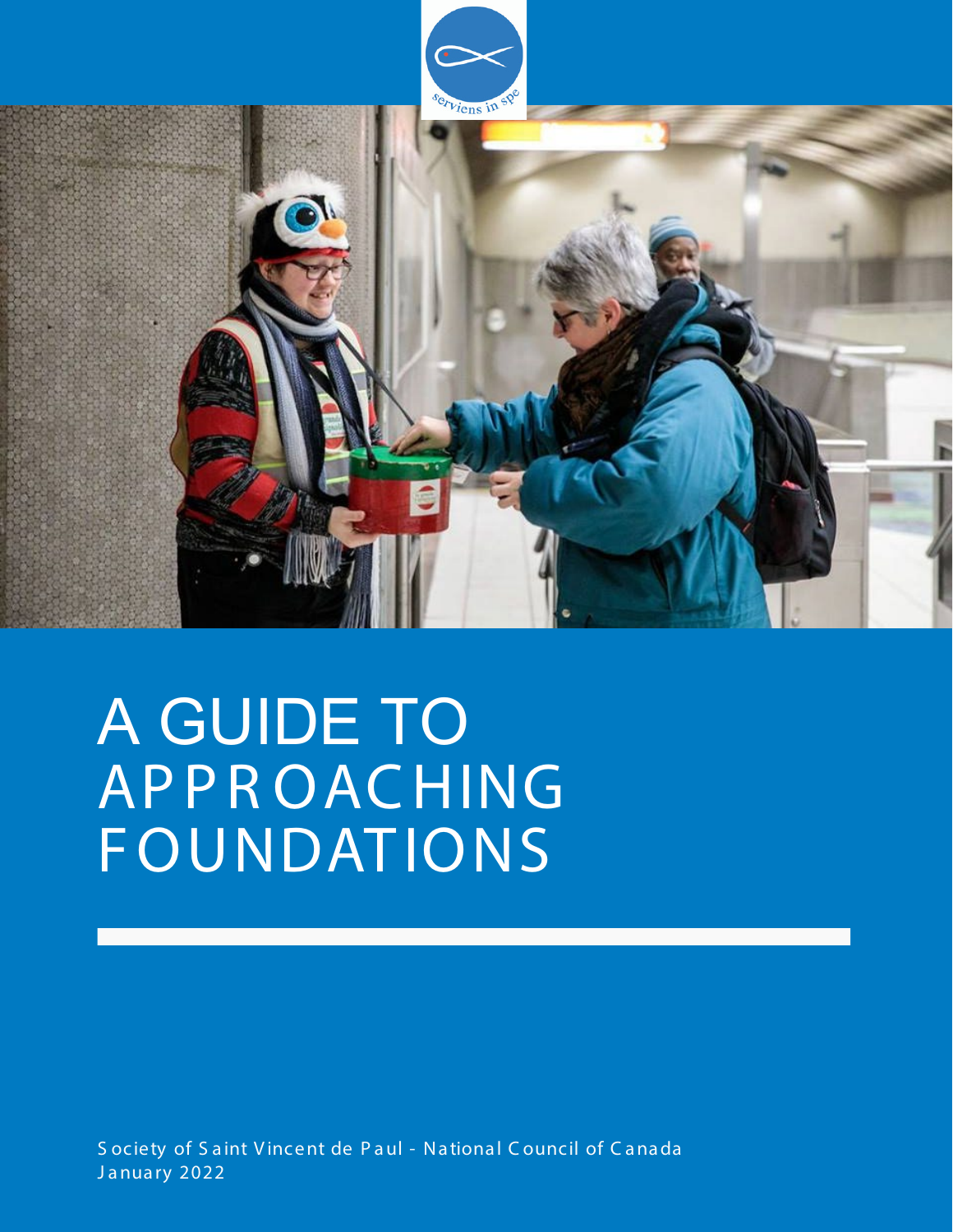# A GUIDE TO APPROACHING FOUNDATIONS

Society of Saint Vincent de Paul - National Council of Canada
January 2022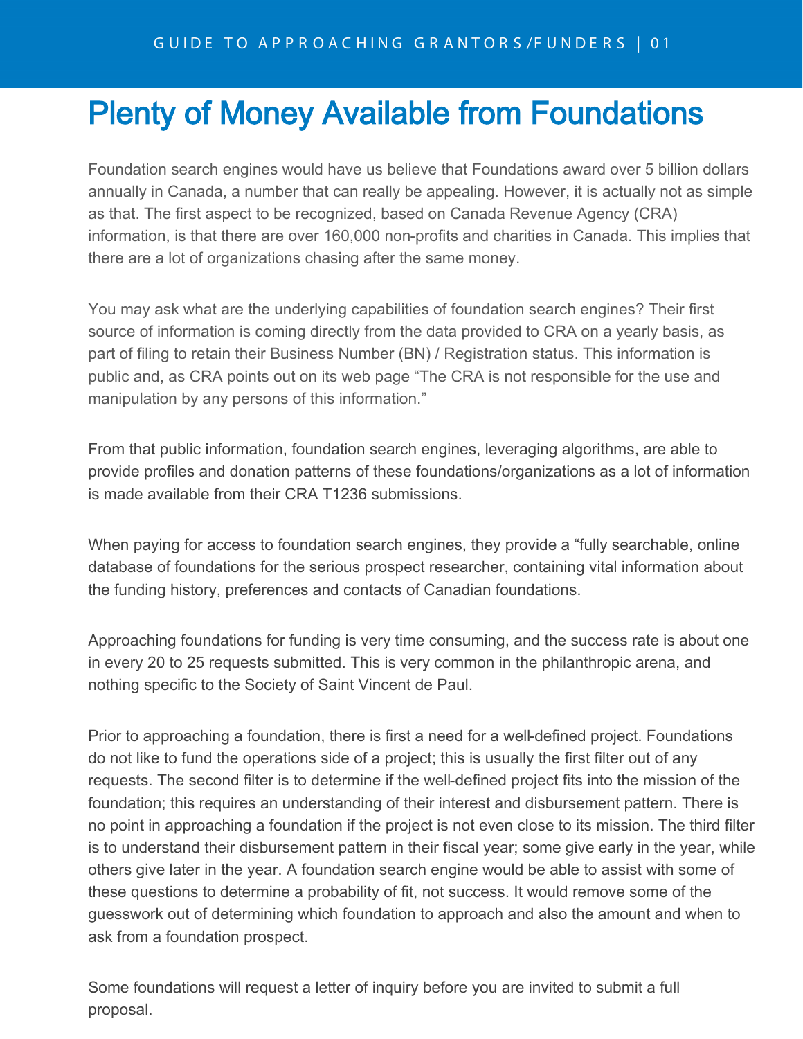# Plenty of Money Available from Foundations

Foundation search engines would have us believe that Foundations award over 5 billion dollars annually in Canada, a number that can really be appealing. However, it is actually not as simple as that. The first aspect to be recognized, based on Canada Revenue Agency (CRA) information, is that there are over 160,000 non-profits and charities in Canada. This implies that there are a lot of organizations chasing after the same money.

You may ask what are the underlying capabilities of foundation search engines? Their first source of information is coming directly from the data provided to CRA on a yearly basis, as part of filing to retain their Business Number (BN) / Registration status. This information is public and, as CRA points out on its web page "The CRA is not responsible for the use and manipulation by any persons of this information."

From that public information, foundation search engines, leveraging algorithms, are able to provide profiles and donation patterns of these foundations/organizations as a lot of information is made available from their CRA T1236 submissions.

When paying for access to foundation search engines, they provide a "fully searchable, online database of foundations for the serious prospect researcher, containing vital information about the funding history, preferences and contacts of Canadian foundations.

Approaching foundations for funding is very time consuming, and the success rate is about one in every 20 to 25 requests submitted. This is very common in the philanthropic arena, and nothing specific to the Society of Saint Vincent de Paul.

Prior to approaching a foundation, there is first a need for a well-defined project. Foundations do not like to fund the operations side of a project; this is usually the first filter out of any requests. The second filter is to determine if the well-defined project fits into the mission of the foundation; this requires an understanding of their interest and disbursement pattern. There is no point in approaching a foundation if the project is not even close to its mission. The third filter is to understand their disbursement pattern in their fiscal year; some give early in the year, while others give later in the year. A foundation search engine would be able to assist with some of these questions to determine a probability of fit, not success. It would remove some of the guesswork out of determining which foundation to approach and also the amount and when to ask from a foundation prospect.

Some foundations will request a letter of inquiry before you are invited to submit a full proposal.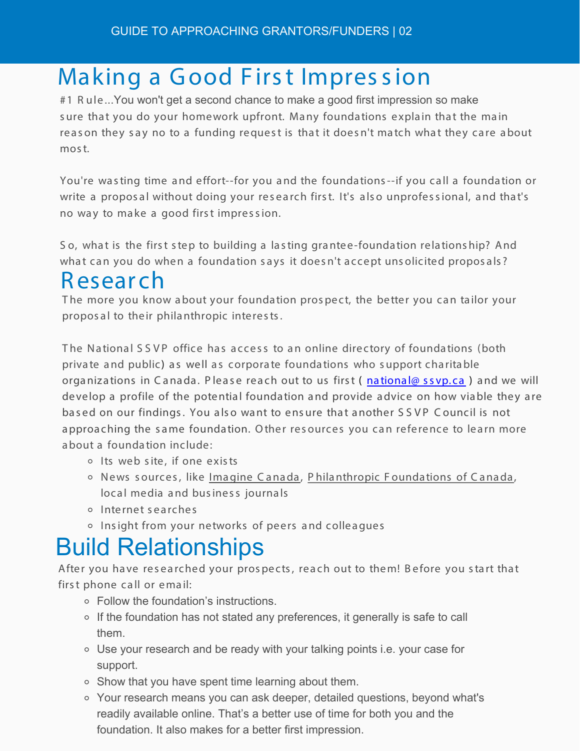# Making a Good First Impression

#1 Rule...You won't get a second chance to make a good first impression so make sure that you do your homework upfront. Many foundations explain that the main reason they say no to a funding request is that it doesn't match what they care about most.

You're wasting time and effort--for you and the foundations--if you call a foundation or write a proposal without doing your research first. It's also unprofessional, and that's no way to make a good first impression.

So, what is the first step to building a lasting grantee-foundation relationship? And what can you do when a foundation says it doesn't accept unsolicited proposals?

# Research

The more you know about your foundation prospect, the better you can tailor your proposal to their philanthropic interests.

The National SSVP office has access to an online directory of foundations (both private and public) as well as corporate foundations who support charitable organizations in Canada. Please reach out to us first ( national@ssvp.ca ) and we will develop a profile of the potential foundation and provide advice on how viable they are based on our findings. You also want to ensure that another SSVP Council is not approaching the same foundation. Other resources you can reference to learn more about a foundation include:

- Its web site, if one exists
- News sources, like Imagine Canada, Philanthropic Foundations of Canada, local media and business journals
- Internet searches
- Insight from your networks of peers and colleagues

# Build Relationships

After you have researched your prospects, reach out to them! Before you start that first phone call or email:

- Follow the foundation's instructions.
- If the foundation has not stated any preferences, it generally is safe to call them.
- Use your research and be ready with your talking points i.e. your case for support.
- Show that you have spent time learning about them.
- Your research means you can ask deeper, detailed questions, beyond what's readily available online. That's a better use of time for both you and the foundation. It also makes for a better first impression.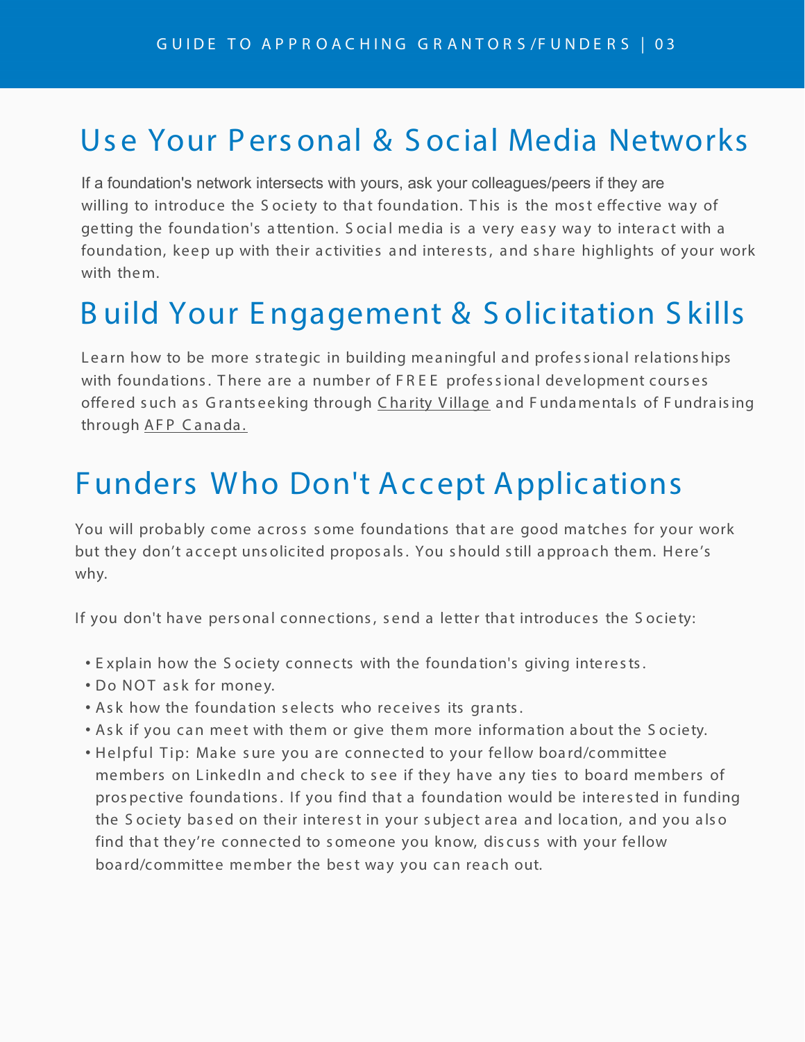## Use Your Personal & Social Media Networks

If a foundation's network intersects with yours, ask your colleagues/peers if they are willing to introduce the Society to that foundation. This is the most effective way of getting the foundation's attention. Social media is a very easy way to interact with a foundation, keep up with their activities and interests, and share highlights of your work with them.

## Build Your Engagement & Solicitation Skills

Learn how to be more strategic in building meaningful and professional relationships with foundations. There are a number of FREE professional development courses offered such as Grantseeking through Charity Village and Fundamentals of Fundraising through AFP Canada.

## Funders Who Don't Accept Applications

You will probably come across some foundations that are good matches for your work but they don't accept unsolicited proposals. You should still approach them. Here's why.

If you don't have personal connections, send a letter that introduces the Society:

- Explain how the Society connects with the foundation's giving interests.
- Do NOT ask for money.
- Ask how the foundation selects who receives its grants.
- Ask if you can meet with them or give them more information about the Society.
- Helpful Tip: Make sure you are connected to your fellow board/committee members on LinkedIn and check to see if they have any ties to board members of prospective foundations. If you find that a foundation would be interested in funding the Society based on their interest in your subject area and location, and you also find that they're connected to someone you know, discuss with your fellow board/committee member the best way you can reach out.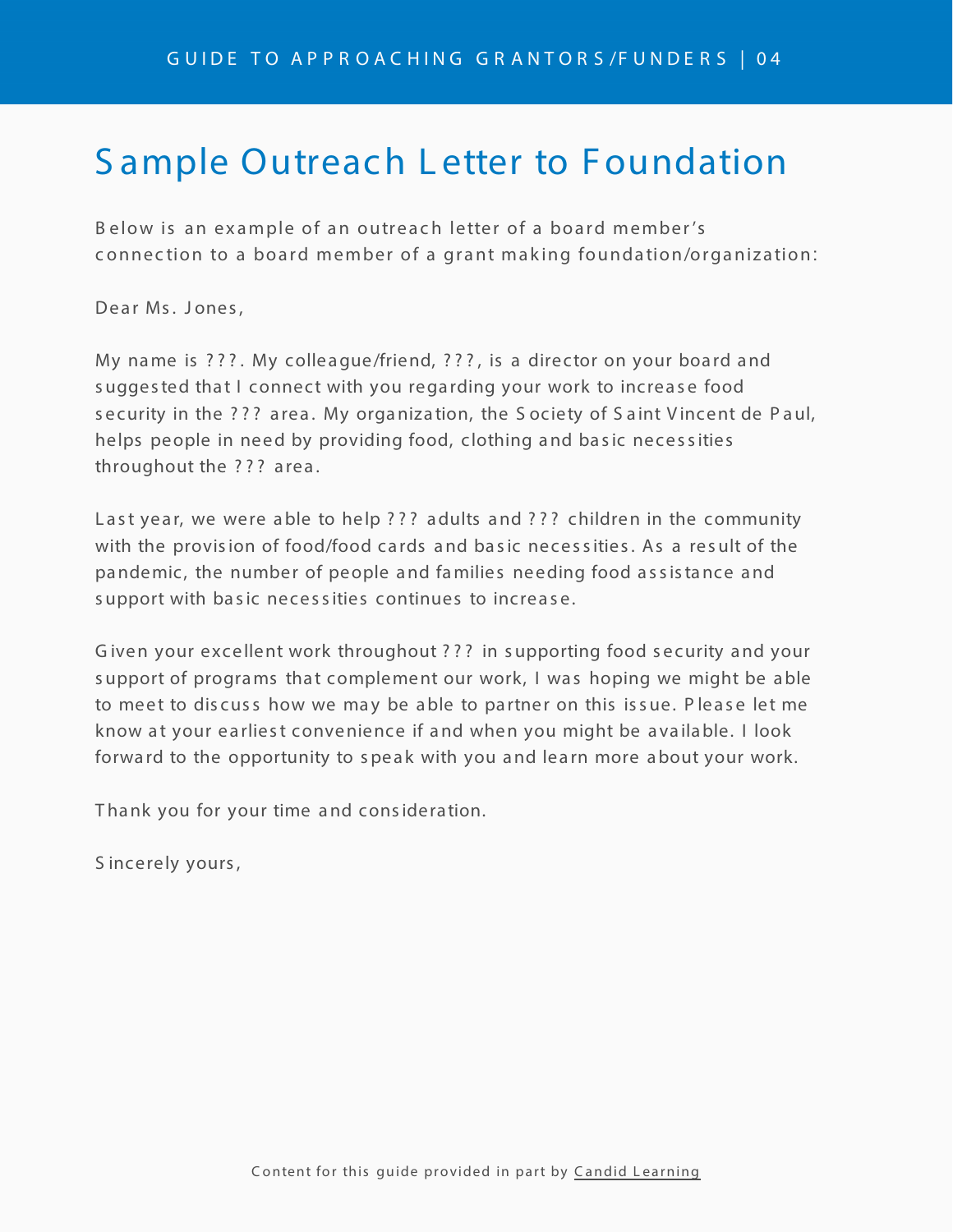# Sample Outreach Letter to Foundation

Below is an example of an outreach letter of a board member's connection to a board member of a grant making foundation/organization:

Dear Ms. Jones,

My name is ???. My colleague/friend, ???, is a director on your board and suggested that I connect with you regarding your work to increase food security in the ??? area. My organization, the Society of Saint Vincent de Paul, helps people in need by providing food, clothing and basic necessities throughout the ??? area.

Last year, we were able to help ??? adults and ??? children in the community with the provision of food/food cards and basic necessities. As a result of the pandemic, the number of people and families needing food assistance and support with basic necessities continues to increase.

Given your excellent work throughout ??? in supporting food security and your support of programs that complement our work, I was hoping we might be able to meet to discuss how we may be able to partner on this issue. Please let me know at your earliest convenience if and when you might be available. I look forward to the opportunity to speak with you and learn more about your work.

Thank you for your time and consideration.

Sincerely yours,

Content for this guide provided in part by Candid Learning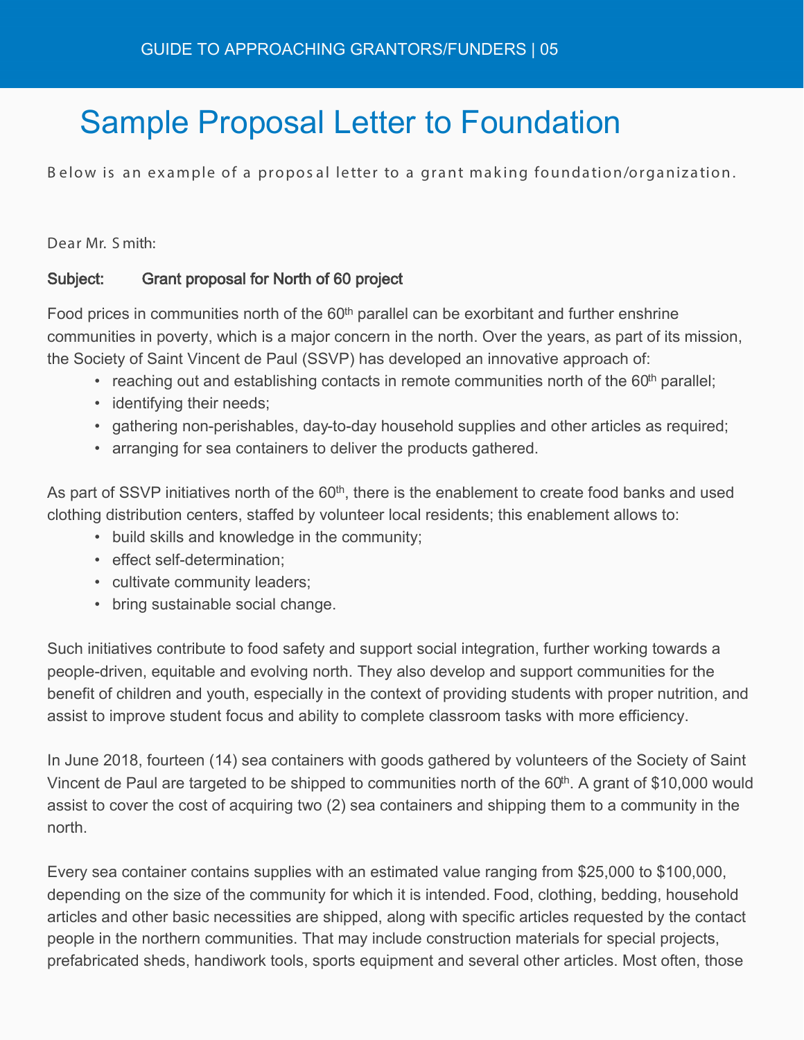# Sample Proposal Letter to Foundation

Below is an example of a proposal letter to a grant making foundation/organization.

Dear Mr. Smith:

**Subject: Grant proposal for North of 60 project**

Food prices in communities north of the 60th parallel can be exorbitant and further enshrine communities in poverty, which is a major concern in the north. Over the years, as part of its mission, the Society of Saint Vincent de Paul (SSVP) has developed an innovative approach of:

- reaching out and establishing contacts in remote communities north of the 60th parallel;
- identifying their needs;
- gathering non-perishables, day-to-day household supplies and other articles as required;
- arranging for sea containers to deliver the products gathered.

As part of SSVP initiatives north of the 60th, there is the enablement to create food banks and used clothing distribution centers, staffed by volunteer local residents; this enablement allows to:

- build skills and knowledge in the community;
- effect self-determination;
- cultivate community leaders;
- bring sustainable social change.

Such initiatives contribute to food safety and support social integration, further working towards a people-driven, equitable and evolving north. They also develop and support communities for the benefit of children and youth, especially in the context of providing students with proper nutrition, and assist to improve student focus and ability to complete classroom tasks with more efficiency.

In June 2018, fourteen (14) sea containers with goods gathered by volunteers of the Society of Saint Vincent de Paul are targeted to be shipped to communities north of the 60th. A grant of $10,000 would assist to cover the cost of acquiring two (2) sea containers and shipping them to a community in the north.

Every sea container contains supplies with an estimated value ranging from $25,000 to $100,000, depending on the size of the community for which it is intended. Food, clothing, bedding, household articles and other basic necessities are shipped, along with specific articles requested by the contact people in the northern communities. That may include construction materials for special projects, prefabricated sheds, handiwork tools, sports equipment and several other articles. Most often, those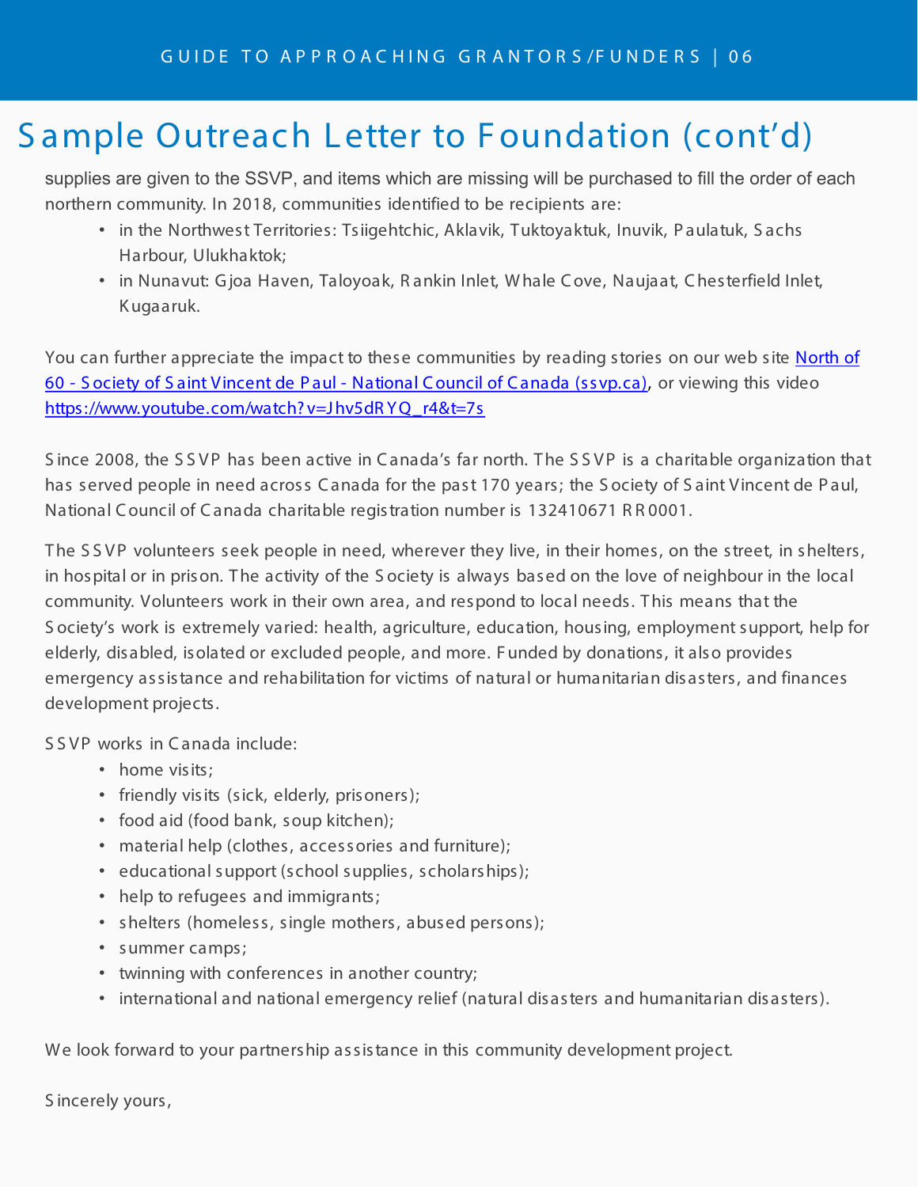# Sample Outreach Letter to Foundation (cont'd)

supplies are given to the SSVP, and items which are missing will be purchased to fill the order of each northern community. In 2018, communities identified to be recipients are:

- in the Northwest Territories: Tsiigehtchic, Aklavik, Tuktoyaktuk, Inuvik, Paulatuk, Sachs Harbour, Ulukhaktok;
- in Nunavut: Gjoa Haven, Taloyoak, Rankin Inlet, Whale Cove, Naujaat, Chesterfield Inlet, Kugaaruk.

You can further appreciate the impact to these communities by reading stories on our web site [North of 60 - Society of Saint Vincent de Paul - National Council of Canada (ssvp.ca)](), or viewing this video https://www.youtube.com/watch?v=Jhv5dRYQ_r4&t=7s

Since 2008, the SSVP has been active in Canada's far north. The SSVP is a charitable organization that has served people in need across Canada for the past 170 years; the Society of Saint Vincent de Paul, National Council of Canada charitable registration number is 132410671 RR0001.

The SSVP volunteers seek people in need, wherever they live, in their homes, on the street, in shelters, in hospital or in prison. The activity of the Society is always based on the love of neighbour in the local community. Volunteers work in their own area, and respond to local needs. This means that the Society's work is extremely varied: health, agriculture, education, housing, employment support, help for elderly, disabled, isolated or excluded people, and more. Funded by donations, it also provides emergency assistance and rehabilitation for victims of natural or humanitarian disasters, and finances development projects.

SSVP works in Canada include:

- home visits;
- friendly visits (sick, elderly, prisoners);
- food aid (food bank, soup kitchen);
- material help (clothes, accessories and furniture);
- educational support (school supplies, scholarships);
- help to refugees and immigrants;
- shelters (homeless, single mothers, abused persons);
- summer camps;
- twinning with conferences in another country;
- international and national emergency relief (natural disasters and humanitarian disasters).

We look forward to your partnership assistance in this community development project.

Sincerely yours,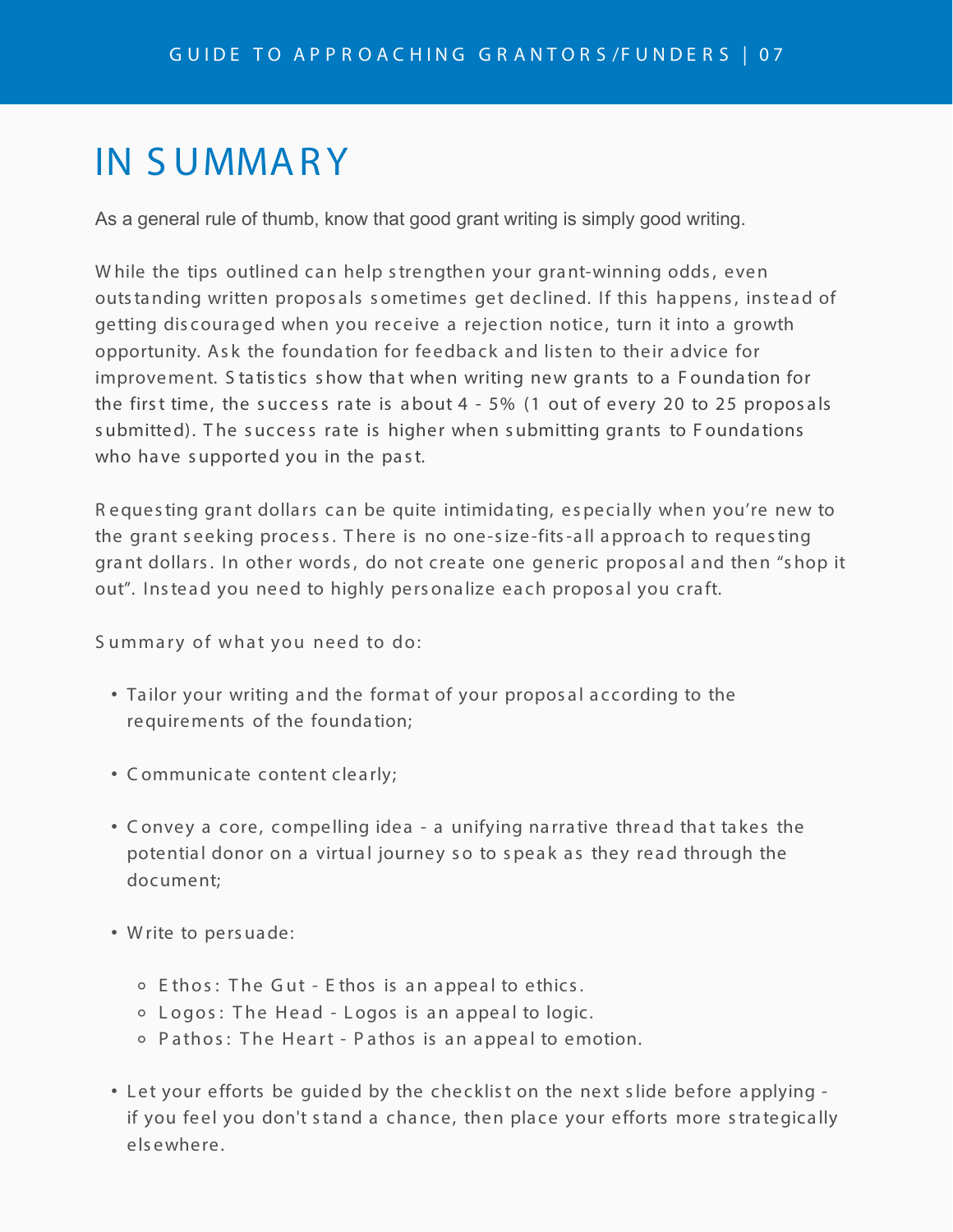# IN SUMMARY

As a general rule of thumb, know that good grant writing is simply good writing.

While the tips outlined can help strengthen your grant-winning odds, even outstanding written proposals sometimes get declined. If this happens, instead of getting discouraged when you receive a rejection notice, turn it into a growth opportunity. Ask the foundation for feedback and listen to their advice for improvement. Statistics show that when writing new grants to a Foundation for the first time, the success rate is about 4 - 5% (1 out of every 20 to 25 proposals submitted). The success rate is higher when submitting grants to Foundations who have supported you in the past.

Requesting grant dollars can be quite intimidating, especially when you're new to the grant seeking process. There is no one-size-fits-all approach to requesting grant dollars. In other words, do not create one generic proposal and then "shop it out". Instead you need to highly personalize each proposal you craft.

Summary of what you need to do:

- Tailor your writing and the format of your proposal according to the requirements of the foundation;
- Communicate content clearly;
- Convey a core, compelling idea - a unifying narrative thread that takes the potential donor on a virtual journey so to speak as they read through the document;
- Write to persuade:
  - Ethos: The Gut - Ethos is an appeal to ethics.
  - Logos: The Head - Logos is an appeal to logic.
  - Pathos: The Heart - Pathos is an appeal to emotion.
- Let your efforts be guided by the checklist on the next slide before applying - if you feel you don't stand a chance, then place your efforts more strategically elsewhere.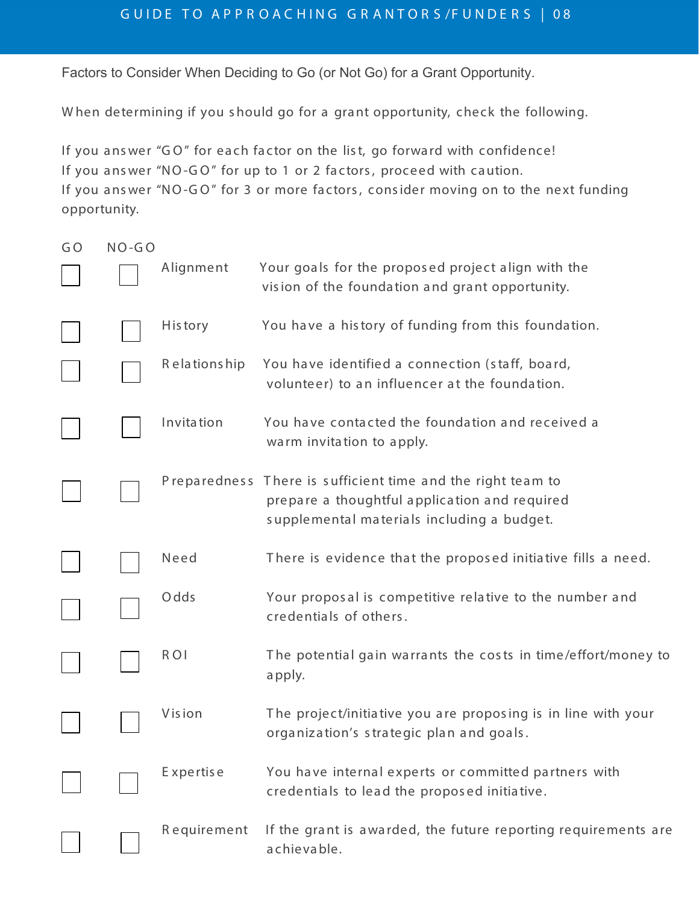Factors to Consider When Deciding to Go (or Not Go) for a Grant Opportunity.

When determining if you should go for a grant opportunity, check the following.

If you answer "GO" for each factor on the list, go forward with confidence!
If you answer "NO-GO" for up to 1 or 2 factors, proceed with caution.
If you answer "NO-GO" for 3 or more factors, consider moving on to the next funding opportunity.

| GO | NO-GO | | |
|---|---|---|---|
| ☐ | ☐ | Alignment | Your goals for the proposed project align with the vision of the foundation and grant opportunity. |
| ☐ | ☐ | History | You have a history of funding from this foundation. |
| ☐ | ☐ | Relationship | You have identified a connection (staff, board, volunteer) to an influencer at the foundation. |
| ☐ | ☐ | Invitation | You have contacted the foundation and received a warm invitation to apply. |
| ☐ | ☐ | Preparedness | There is sufficient time and the right team to prepare a thoughtful application and required supplemental materials including a budget. |
| ☐ | ☐ | Need | There is evidence that the proposed initiative fills a need. |
| ☐ | ☐ | Odds | Your proposal is competitive relative to the number and credentials of others. |
| ☐ | ☐ | ROI | The potential gain warrants the costs in time/effort/money to apply. |
| ☐ | ☐ | Vision | The project/initiative you are proposing is in line with your organization's strategic plan and goals. |
| ☐ | ☐ | Expertise | You have internal experts or committed partners with credentials to lead the proposed initiative. |
| ☐ | ☐ | Requirement | If the grant is awarded, the future reporting requirements are achievable. |